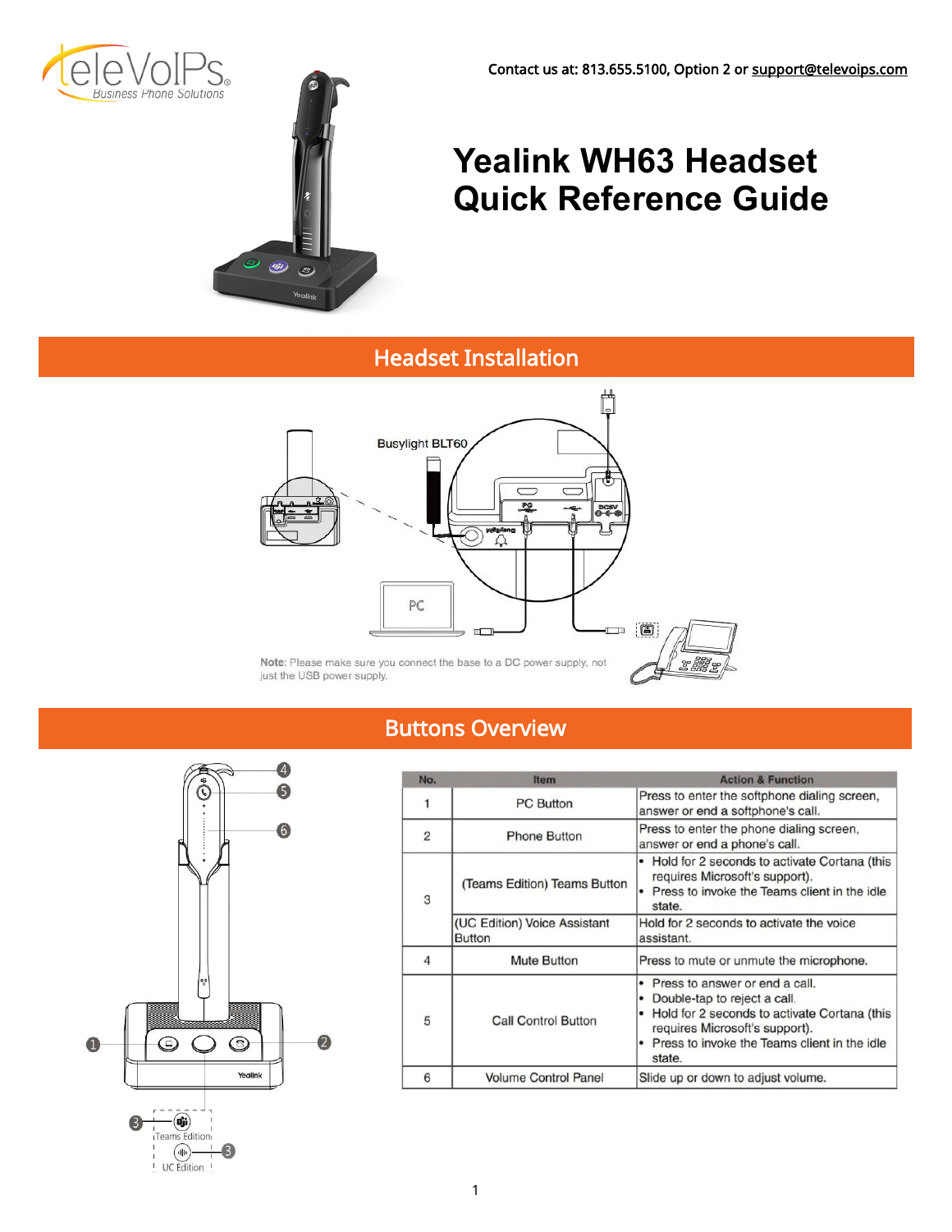Contact us at: 813.655.5100, Option 2 or support@televoips.com

# Yealink WH63 Headset Quick Reference Guide

## Headset Installation

Busylight BLT60

PC

**Note**: Please make sure you connect the base to a DC power supply, not just the USB power supply.

## Buttons Overview

| No. | Item | Action & Function |
|---|---|---|
| 1 | PC Button | Press to enter the softphone dialing screen, answer or end a softphone's call. |
| 2 | Phone Button | Press to enter the phone dialing screen, answer or end a phone's call. |
| 3 | (Teams Edition) Teams Button | • Hold for 2 seconds to activate Cortana (this requires Microsoft's support). • Press to invoke the Teams client in the idle state. |
| | (UC Edition) Voice Assistant Button | Hold for 2 seconds to activate the voice assistant. |
| 4 | Mute Button | Press to mute or unmute the microphone. |
| 5 | Call Control Button | • Press to answer or end a call. • Double-tap to reject a call. • Hold for 2 seconds to activate Cortana (this requires Microsoft's support). • Press to invoke the Teams client in the idle state. |
| 6 | Volume Control Panel | Slide up or down to adjust volume. |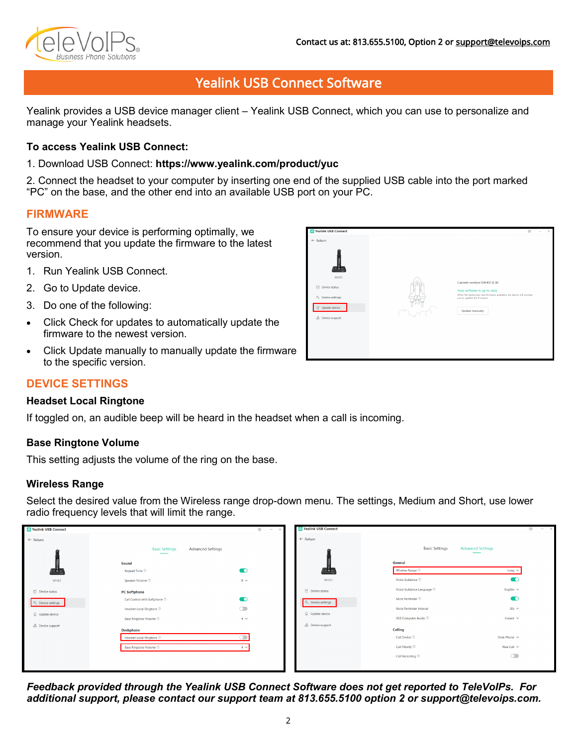Contact us at: 813.655.5100, Option 2 or support@televoips.com

# Yealink USB Connect Software

Yealink provides a USB device manager client – Yealink USB Connect, which you can use to personalize and manage your Yealink headsets.

**To access Yealink USB Connect:**

1. Download USB Connect: **https://www.yealink.com/product/yuc**

2. Connect the headset to your computer by inserting one end of the supplied USB cable into the port marked “PC” on the base, and the other end into an available USB port on your PC.

## FIRMWARE

To ensure your device is performing optimally, we recommend that you update the firmware to the latest version.

1. Run Yealink USB Connect.
2. Go to Update device.
3. Do one of the following:

- Click Check for updates to automatically update the firmware to the newest version.
- Click Update manually to manually update the firmware to the specific version.

## DEVICE SETTINGS

### Headset Local Ringtone

If toggled on, an audible beep will be heard in the headset when a call is incoming.

### Base Ringtone Volume

This setting adjusts the volume of the ring on the base.

### Wireless Range

Select the desired value from the Wireless range drop-down menu. The settings, Medium and Short, use lower radio frequency levels that will limit the range.

***Feedback provided through the Yealink USB Connect Software does not get reported to TeleVoIPs. For additional support, please contact our support team at 813.655.5100 option 2 or support@televoips.com.***